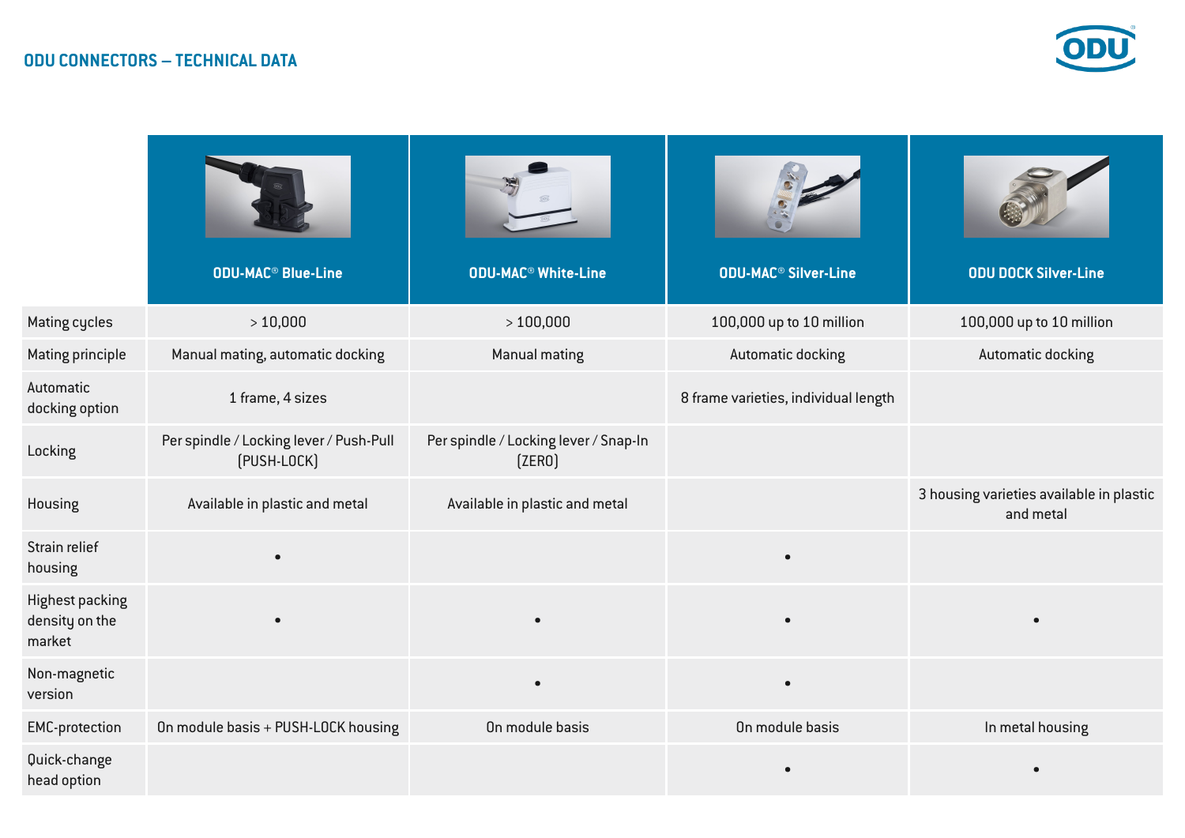## ODU CONNECTORS – TECHNICAL DATA

| | ODU-MAC® Blue-Line | ODU-MAC® White-Line | ODU-MAC® Silver-Line | ODU DOCK Silver-Line |
|---|---|---|---|---|
| Mating cycles | > 10,000 | > 100,000 | 100,000 up to 10 million | 100,000 up to 10 million |
| Mating principle | Manual mating, automatic docking | Manual mating | Automatic docking | Automatic docking |
| Automatic docking option | 1 frame, 4 sizes | | 8 frame varieties, individual length | |
| Locking | Per spindle / Locking lever / Push-Pull (PUSH-LOCK) | Per spindle / Locking lever / Snap-In (ZERO) | | |
| Housing | Available in plastic and metal | Available in plastic and metal | | 3 housing varieties available in plastic and metal |
| Strain relief housing | • | | • | |
| Highest packing density on the market | • | • | • | • |
| Non-magnetic version | | • | • | |
| EMC-protection | On module basis + PUSH-LOCK housing | On module basis | On module basis | In metal housing |
| Quick-change head option | | | • | • |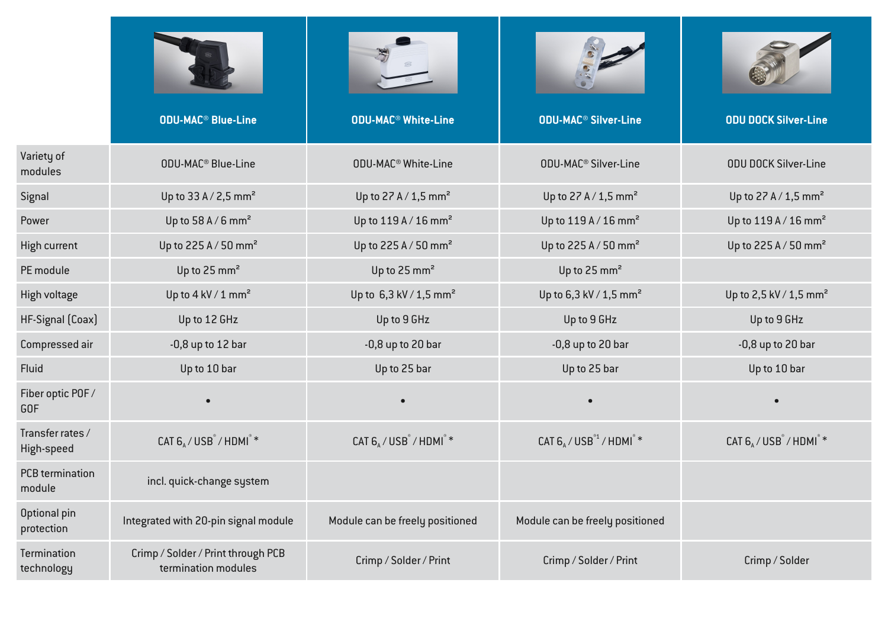| | ODU-MAC® Blue-Line | ODU-MAC® White-Line | ODU-MAC® Silver-Line | ODU DOCK Silver-Line |
|---|---|---|---|---|
| Variety of modules | ODU-MAC® Blue-Line | ODU-MAC® White-Line | ODU-MAC® Silver-Line | ODU DOCK Silver-Line |
| Signal | Up to 33 A / 2,5 mm² | Up to 27 A / 1,5 mm² | Up to 27 A / 1,5 mm² | Up to 27 A / 1,5 mm² |
| Power | Up to 58 A / 6 mm² | Up to 119 A / 16 mm² | Up to 119 A / 16 mm² | Up to 119 A / 16 mm² |
| High current | Up to 225 A / 50 mm² | Up to 225 A / 50 mm² | Up to 225 A / 50 mm² | Up to 225 A / 50 mm² |
| PE module | Up to 25 mm² | Up to 25 mm² | Up to 25 mm² | |
| High voltage | Up to 4 kV / 1 mm² | Up to 6,3 kV / 1,5 mm² | Up to 6,3 kV / 1,5 mm² | Up to 2,5 kV / 1,5 mm² |
| HF-Signal (Coax) | Up to 12 GHz | Up to 9 GHz | Up to 9 GHz | Up to 9 GHz |
| Compressed air | -0,8 up to 12 bar | -0,8 up to 20 bar | -0,8 up to 20 bar | -0,8 up to 20 bar |
| Fluid | Up to 10 bar | Up to 25 bar | Up to 25 bar | Up to 10 bar |
| Fiber optic POF / GOF | • | • | • | • |
| Transfer rates / High-speed | CAT $6_A$ / USB® / HDMI® * | CAT $6_A$ / USB® / HDMI® * | CAT $6_A$ / USB®1 / HDMI® * | CAT $6_A$ / USB® / HDMI® * |
| PCB termination module | incl. quick-change system | | | |
| Optional pin protection | Integrated with 20-pin signal module | Module can be freely positioned | Module can be freely positioned | |
| Termination technology | Crimp / Solder / Print through PCB termination modules | Crimp / Solder / Print | Crimp / Solder / Print | Crimp / Solder |